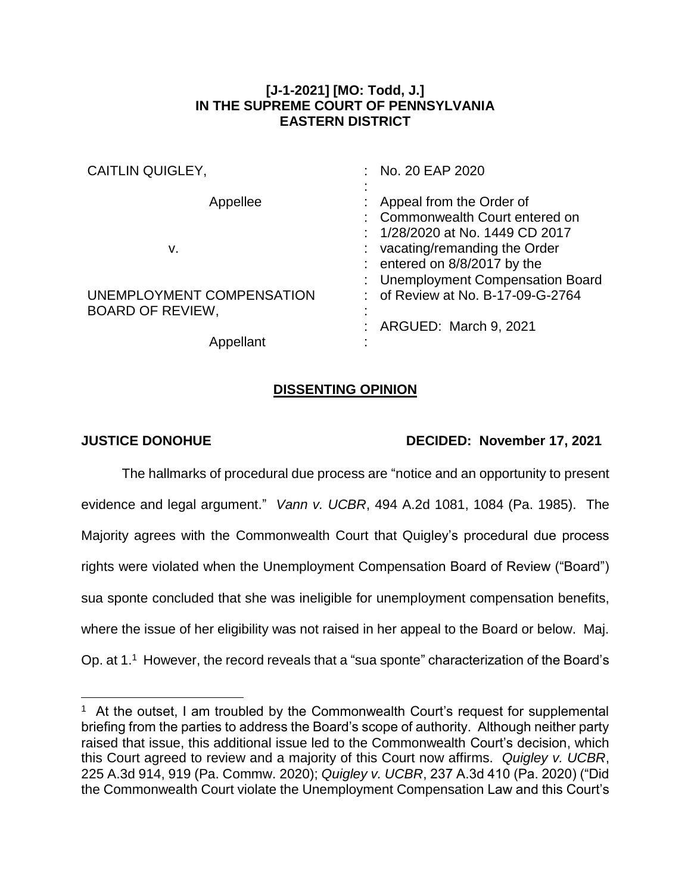**[J-1-2021] [MO: Todd, J.]**
**IN THE SUPREME COURT OF PENNSYLVANIA**
**EASTERN DISTRICT**

| | |
|---|---|
| CAITLIN QUIGLEY, | : No. 20 EAP 2020 |
| Appellee | : Appeal from the Order of Commonwealth Court entered on 1/28/2020 at No. 1449 CD 2017 vacating/remanding the Order entered on 8/8/2017 by the Unemployment Compensation Board of Review at No. B-17-09-G-2764 |
| v. | |
| UNEMPLOYMENT COMPENSATION BOARD OF REVIEW, | : ARGUED: March 9, 2021 |
| Appellant | |

## DISSENTING OPINION

**JUSTICE DONOHUE** **DECIDED: November 17, 2021**

The hallmarks of procedural due process are "notice and an opportunity to present evidence and legal argument." *Vann v. UCBR*, 494 A.2d 1081, 1084 (Pa. 1985). The Majority agrees with the Commonwealth Court that Quigley's procedural due process rights were violated when the Unemployment Compensation Board of Review ("Board") sua sponte concluded that she was ineligible for unemployment compensation benefits, where the issue of her eligibility was not raised in her appeal to the Board or below. Maj. Op. at 1.[1] However, the record reveals that a "sua sponte" characterization of the Board's

---

[1] At the outset, I am troubled by the Commonwealth Court's request for supplemental briefing from the parties to address the Board's scope of authority. Although neither party raised that issue, this additional issue led to the Commonwealth Court's decision, which this Court agreed to review and a majority of this Court now affirms. *Quigley v. UCBR*, 225 A.3d 914, 919 (Pa. Commw. 2020); *Quigley v. UCBR*, 237 A.3d 410 (Pa. 2020) ("Did the Commonwealth Court violate the Unemployment Compensation Law and this Court's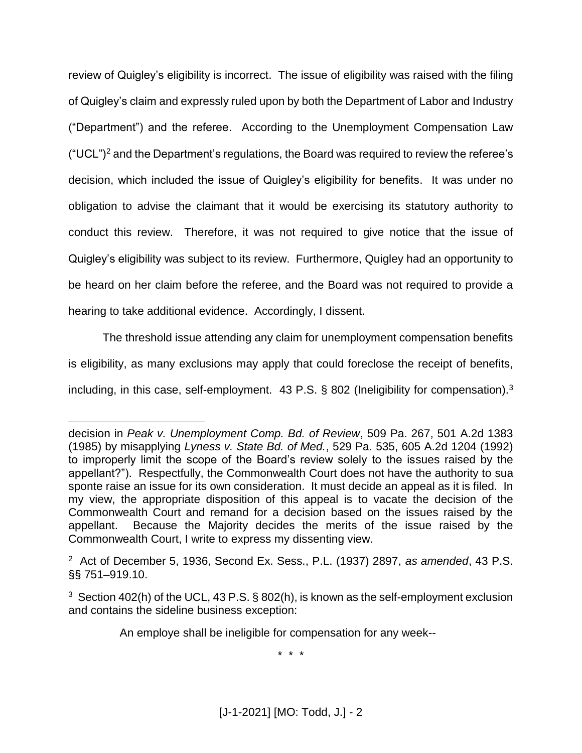review of Quigley's eligibility is incorrect. The issue of eligibility was raised with the filing of Quigley's claim and expressly ruled upon by both the Department of Labor and Industry ("Department") and the referee. According to the Unemployment Compensation Law ("UCL")[2] and the Department's regulations, the Board was required to review the referee's decision, which included the issue of Quigley's eligibility for benefits. It was under no obligation to advise the claimant that it would be exercising its statutory authority to conduct this review. Therefore, it was not required to give notice that the issue of Quigley's eligibility was subject to its review. Furthermore, Quigley had an opportunity to be heard on her claim before the referee, and the Board was not required to provide a hearing to take additional evidence. Accordingly, I dissent.

The threshold issue attending any claim for unemployment compensation benefits is eligibility, as many exclusions may apply that could foreclose the receipt of benefits, including, in this case, self-employment. 43 P.S. § 802 (Ineligibility for compensation).[3]

---

decision in *Peak v. Unemployment Comp. Bd. of Review*, 509 Pa. 267, 501 A.2d 1383 (1985) by misapplying *Lyness v. State Bd. of Med.*, 529 Pa. 535, 605 A.2d 1204 (1992) to improperly limit the scope of the Board's review solely to the issues raised by the appellant?"). Respectfully, the Commonwealth Court does not have the authority to sua sponte raise an issue for its own consideration. It must decide an appeal as it is filed. In my view, the appropriate disposition of this appeal is to vacate the decision of the Commonwealth Court and remand for a decision based on the issues raised by the appellant. Because the Majority decides the merits of the issue raised by the Commonwealth Court, I write to express my dissenting view.

[2] Act of December 5, 1936, Second Ex. Sess., P.L. (1937) 2897, *as amended*, 43 P.S. §§ 751–919.10.

[3] Section 402(h) of the UCL, 43 P.S. § 802(h), is known as the self-employment exclusion and contains the sideline business exception:

> An employe shall be ineligible for compensation for any week--
>
> \* \* \*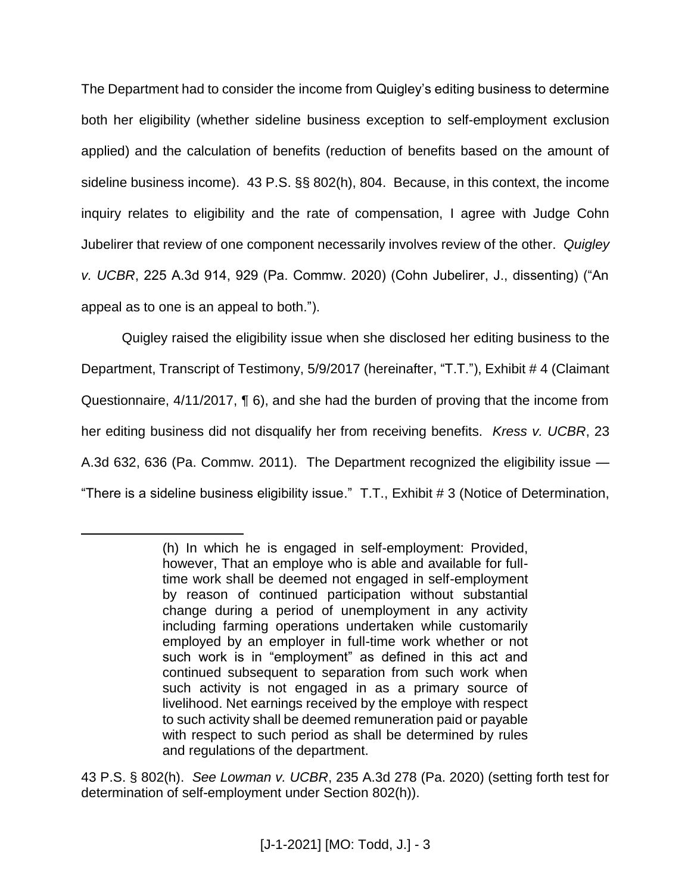The Department had to consider the income from Quigley's editing business to determine both her eligibility (whether sideline business exception to self-employment exclusion applied) and the calculation of benefits (reduction of benefits based on the amount of sideline business income). 43 P.S. §§ 802(h), 804. Because, in this context, the income inquiry relates to eligibility and the rate of compensation, I agree with Judge Cohn Jubelirer that review of one component necessarily involves review of the other. *Quigley v. UCBR*, 225 A.3d 914, 929 (Pa. Commw. 2020) (Cohn Jubelirer, J., dissenting) ("An appeal as to one is an appeal to both.").

Quigley raised the eligibility issue when she disclosed her editing business to the Department, Transcript of Testimony, 5/9/2017 (hereinafter, "T.T."), Exhibit # 4 (Claimant Questionnaire, 4/11/2017, ¶ 6), and she had the burden of proving that the income from her editing business did not disqualify her from receiving benefits. *Kress v. UCBR*, 23 A.3d 632, 636 (Pa. Commw. 2011). The Department recognized the eligibility issue — "There is a sideline business eligibility issue." T.T., Exhibit # 3 (Notice of Determination,

---

> (h) In which he is engaged in self-employment: Provided, however, That an employe who is able and available for full-time work shall be deemed not engaged in self-employment by reason of continued participation without substantial change during a period of unemployment in any activity including farming operations undertaken while customarily employed by an employer in full-time work whether or not such work is in "employment" as defined in this act and continued subsequent to separation from such work when such activity is not engaged in as a primary source of livelihood. Net earnings received by the employe with respect to such activity shall be deemed remuneration paid or payable with respect to such period as shall be determined by rules and regulations of the department.

43 P.S. § 802(h). *See Lowman v. UCBR*, 235 A.3d 278 (Pa. 2020) (setting forth test for determination of self-employment under Section 802(h)).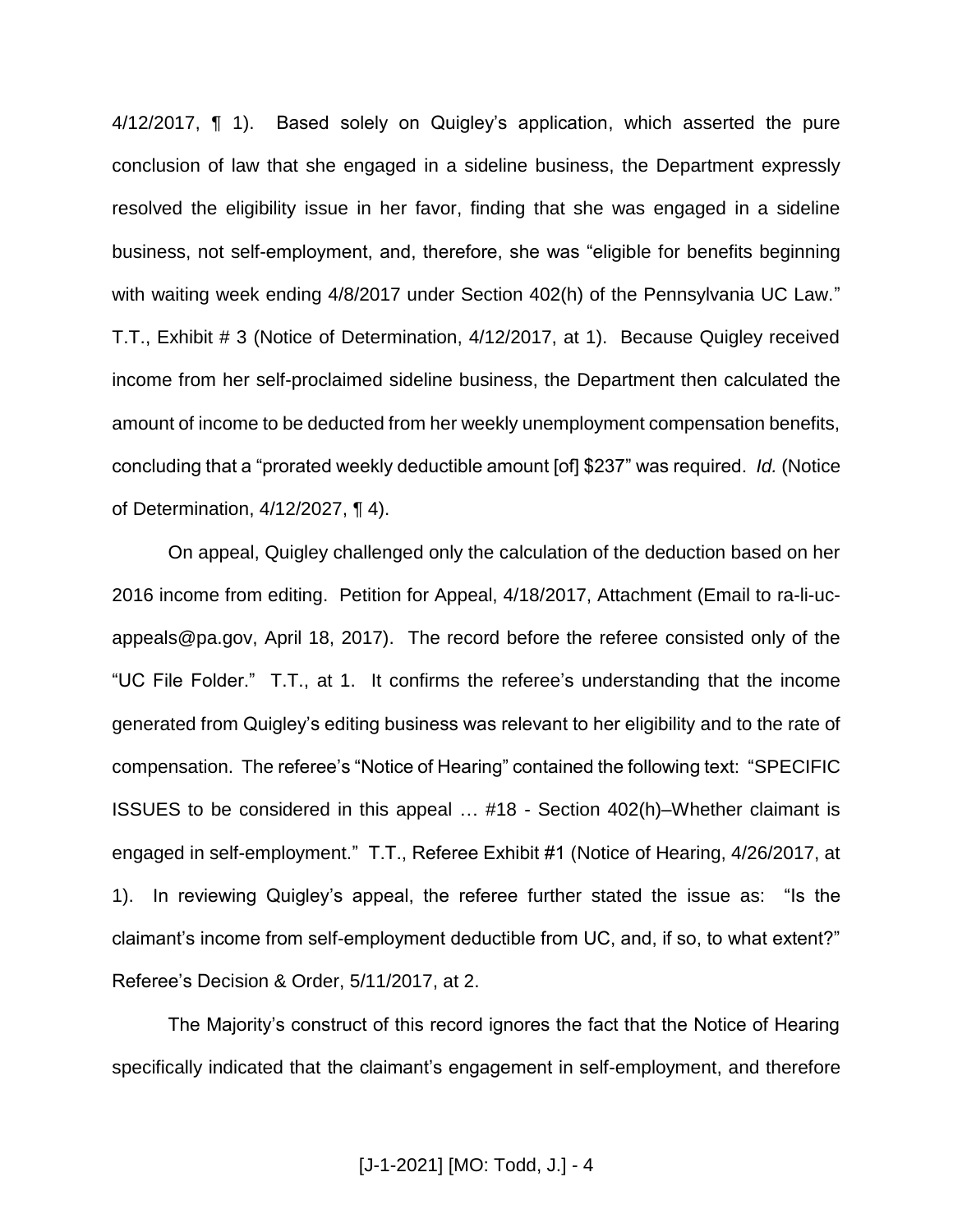4/12/2017, ¶ 1). Based solely on Quigley's application, which asserted the pure conclusion of law that she engaged in a sideline business, the Department expressly resolved the eligibility issue in her favor, finding that she was engaged in a sideline business, not self-employment, and, therefore, she was "eligible for benefits beginning with waiting week ending 4/8/2017 under Section 402(h) of the Pennsylvania UC Law." T.T., Exhibit # 3 (Notice of Determination, 4/12/2017, at 1). Because Quigley received income from her self-proclaimed sideline business, the Department then calculated the amount of income to be deducted from her weekly unemployment compensation benefits, concluding that a "prorated weekly deductible amount [of] $237" was required. *Id.* (Notice of Determination, 4/12/2027, ¶ 4).

On appeal, Quigley challenged only the calculation of the deduction based on her 2016 income from editing. Petition for Appeal, 4/18/2017, Attachment (Email to ra-li-uc-appeals@pa.gov, April 18, 2017). The record before the referee consisted only of the "UC File Folder." T.T., at 1. It confirms the referee's understanding that the income generated from Quigley's editing business was relevant to her eligibility and to the rate of compensation. The referee's "Notice of Hearing" contained the following text: "SPECIFIC ISSUES to be considered in this appeal … #18 - Section 402(h)–Whether claimant is engaged in self-employment." T.T., Referee Exhibit #1 (Notice of Hearing, 4/26/2017, at 1). In reviewing Quigley's appeal, the referee further stated the issue as: "Is the claimant's income from self-employment deductible from UC, and, if so, to what extent?" Referee's Decision & Order, 5/11/2017, at 2.

The Majority's construct of this record ignores the fact that the Notice of Hearing specifically indicated that the claimant's engagement in self-employment, and therefore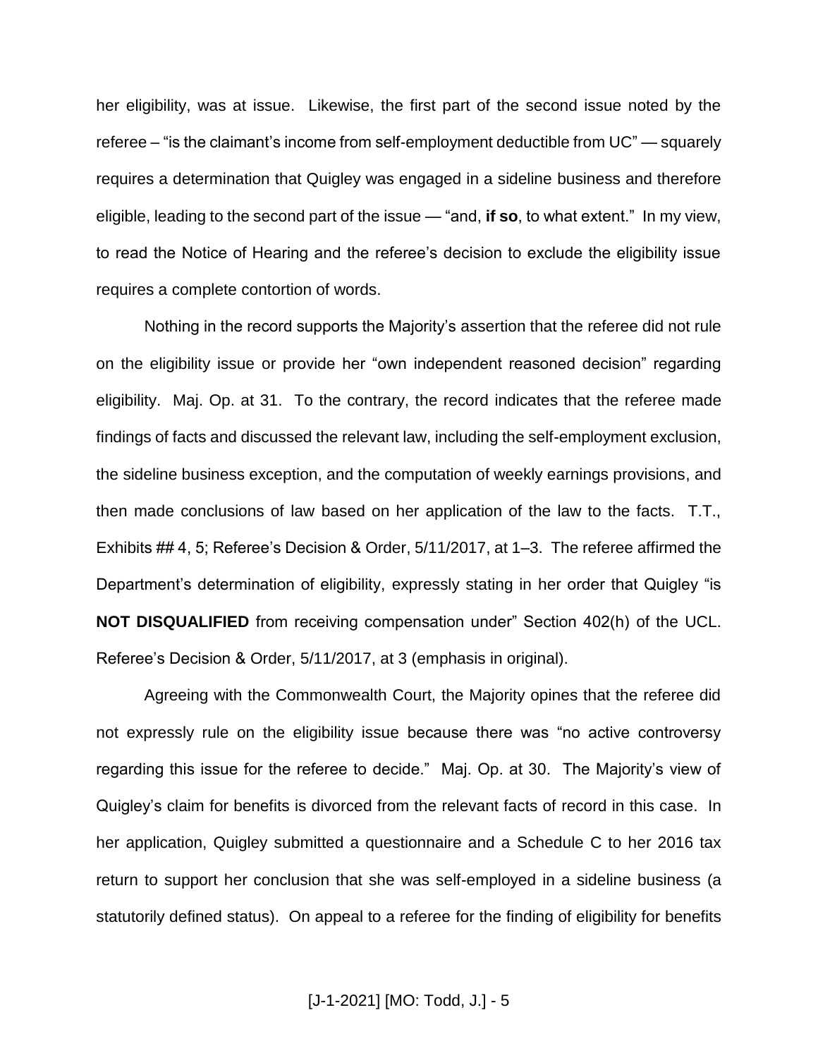her eligibility, was at issue. Likewise, the first part of the second issue noted by the referee – "is the claimant's income from self-employment deductible from UC" — squarely requires a determination that Quigley was engaged in a sideline business and therefore eligible, leading to the second part of the issue — "and, **if so**, to what extent." In my view, to read the Notice of Hearing and the referee's decision to exclude the eligibility issue requires a complete contortion of words.

Nothing in the record supports the Majority's assertion that the referee did not rule on the eligibility issue or provide her "own independent reasoned decision" regarding eligibility. Maj. Op. at 31. To the contrary, the record indicates that the referee made findings of facts and discussed the relevant law, including the self-employment exclusion, the sideline business exception, and the computation of weekly earnings provisions, and then made conclusions of law based on her application of the law to the facts. T.T., Exhibits ## 4, 5; Referee's Decision & Order, 5/11/2017, at 1–3. The referee affirmed the Department's determination of eligibility, expressly stating in her order that Quigley "is **NOT DISQUALIFIED** from receiving compensation under" Section 402(h) of the UCL. Referee's Decision & Order, 5/11/2017, at 3 (emphasis in original).

Agreeing with the Commonwealth Court, the Majority opines that the referee did not expressly rule on the eligibility issue because there was "no active controversy regarding this issue for the referee to decide." Maj. Op. at 30. The Majority's view of Quigley's claim for benefits is divorced from the relevant facts of record in this case. In her application, Quigley submitted a questionnaire and a Schedule C to her 2016 tax return to support her conclusion that she was self-employed in a sideline business (a statutorily defined status). On appeal to a referee for the finding of eligibility for benefits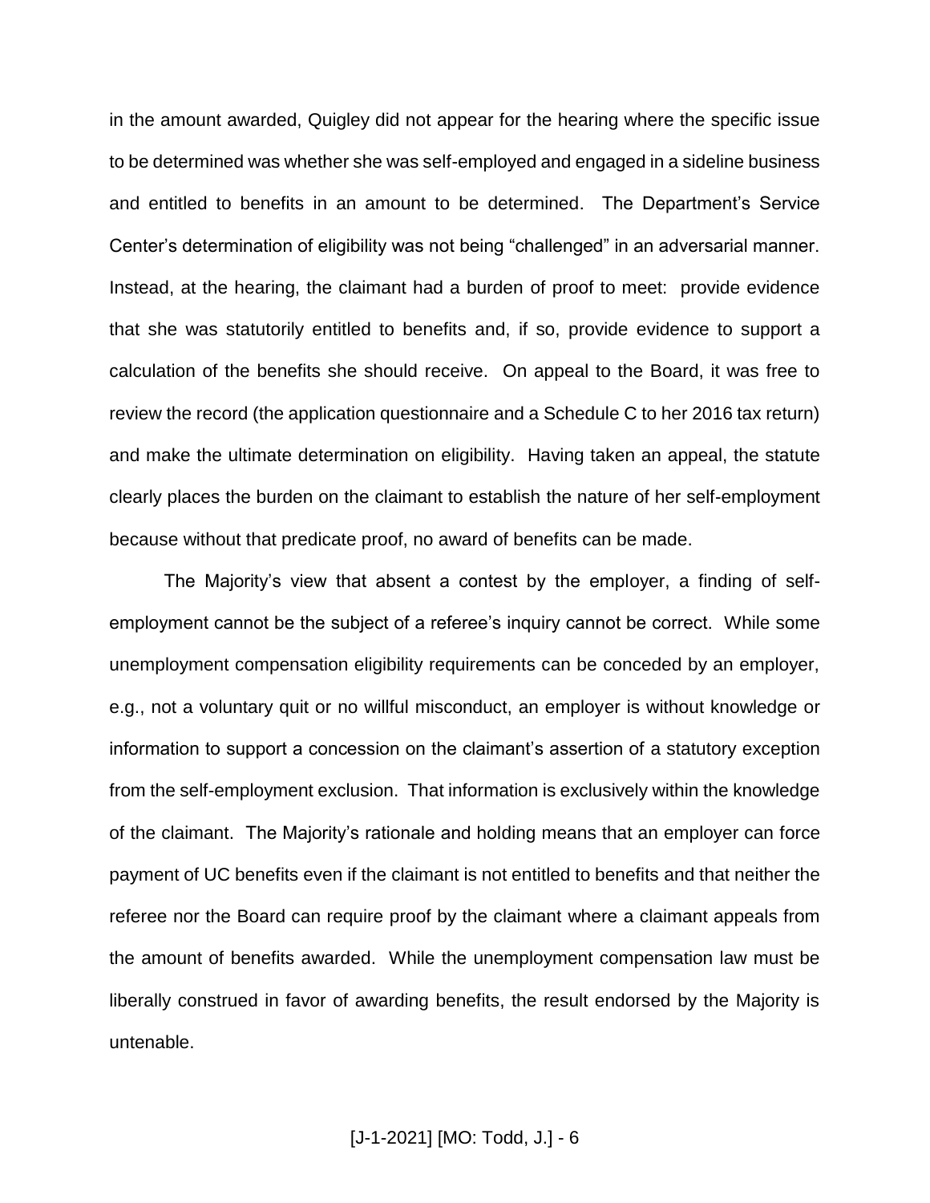in the amount awarded, Quigley did not appear for the hearing where the specific issue to be determined was whether she was self-employed and engaged in a sideline business and entitled to benefits in an amount to be determined. The Department's Service Center's determination of eligibility was not being "challenged" in an adversarial manner. Instead, at the hearing, the claimant had a burden of proof to meet: provide evidence that she was statutorily entitled to benefits and, if so, provide evidence to support a calculation of the benefits she should receive. On appeal to the Board, it was free to review the record (the application questionnaire and a Schedule C to her 2016 tax return) and make the ultimate determination on eligibility. Having taken an appeal, the statute clearly places the burden on the claimant to establish the nature of her self-employment because without that predicate proof, no award of benefits can be made.

The Majority's view that absent a contest by the employer, a finding of self-employment cannot be the subject of a referee's inquiry cannot be correct. While some unemployment compensation eligibility requirements can be conceded by an employer, e.g., not a voluntary quit or no willful misconduct, an employer is without knowledge or information to support a concession on the claimant's assertion of a statutory exception from the self-employment exclusion. That information is exclusively within the knowledge of the claimant. The Majority's rationale and holding means that an employer can force payment of UC benefits even if the claimant is not entitled to benefits and that neither the referee nor the Board can require proof by the claimant where a claimant appeals from the amount of benefits awarded. While the unemployment compensation law must be liberally construed in favor of awarding benefits, the result endorsed by the Majority is untenable.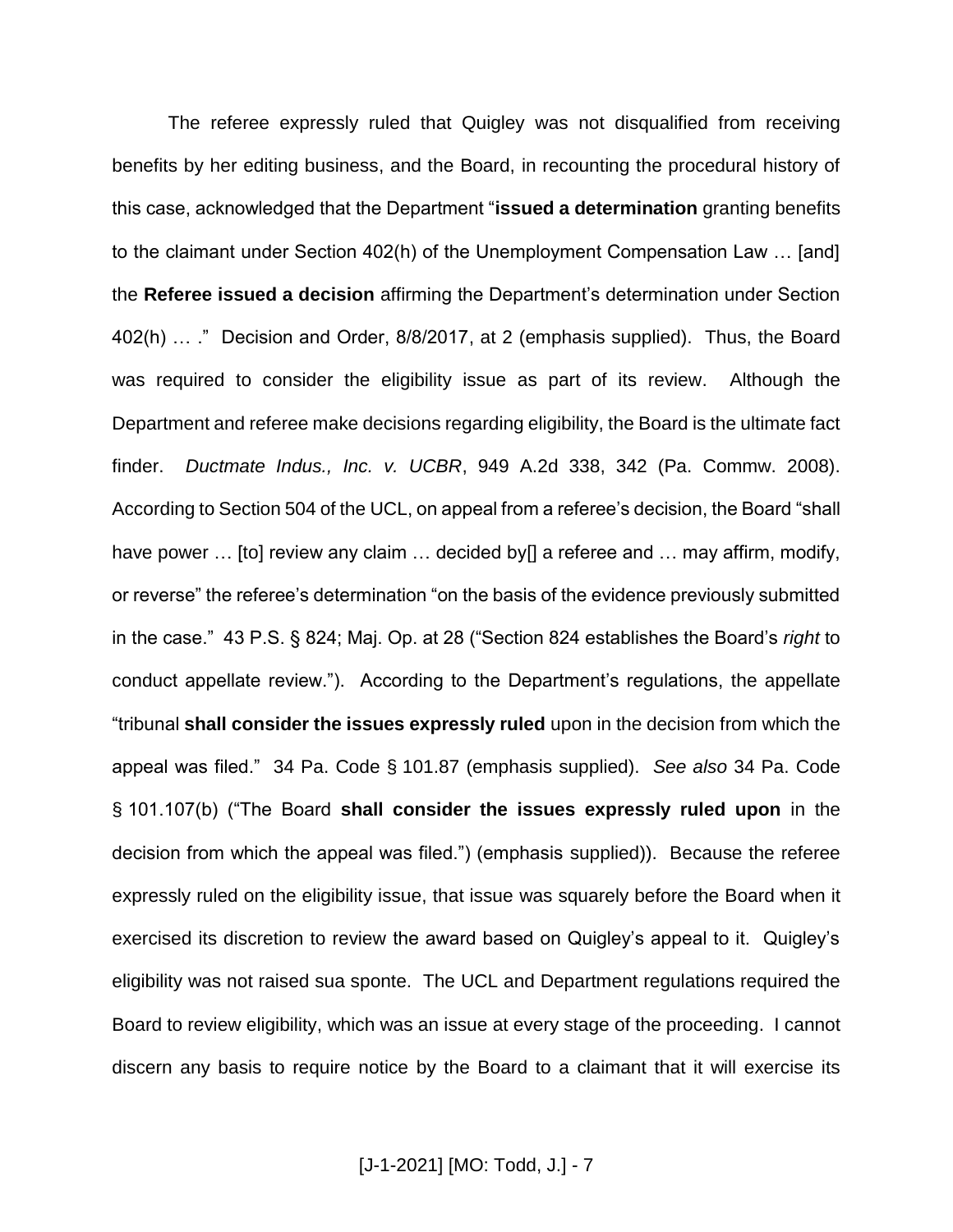The referee expressly ruled that Quigley was not disqualified from receiving benefits by her editing business, and the Board, in recounting the procedural history of this case, acknowledged that the Department "**issued a determination** granting benefits to the claimant under Section 402(h) of the Unemployment Compensation Law … [and] the **Referee issued a decision** affirming the Department's determination under Section 402(h) … ." Decision and Order, 8/8/2017, at 2 (emphasis supplied). Thus, the Board was required to consider the eligibility issue as part of its review. Although the Department and referee make decisions regarding eligibility, the Board is the ultimate fact finder. *Ductmate Indus., Inc. v. UCBR*, 949 A.2d 338, 342 (Pa. Commw. 2008). According to Section 504 of the UCL, on appeal from a referee's decision, the Board "shall have power … [to] review any claim … decided by[] a referee and … may affirm, modify, or reverse" the referee's determination "on the basis of the evidence previously submitted in the case." 43 P.S. § 824; Maj. Op. at 28 ("Section 824 establishes the Board's *right* to conduct appellate review."). According to the Department's regulations, the appellate "tribunal **shall consider the issues expressly ruled** upon in the decision from which the appeal was filed." 34 Pa. Code § 101.87 (emphasis supplied). *See also* 34 Pa. Code § 101.107(b) ("The Board **shall consider the issues expressly ruled upon** in the decision from which the appeal was filed.") (emphasis supplied)). Because the referee expressly ruled on the eligibility issue, that issue was squarely before the Board when it exercised its discretion to review the award based on Quigley's appeal to it. Quigley's eligibility was not raised sua sponte. The UCL and Department regulations required the Board to review eligibility, which was an issue at every stage of the proceeding. I cannot discern any basis to require notice by the Board to a claimant that it will exercise its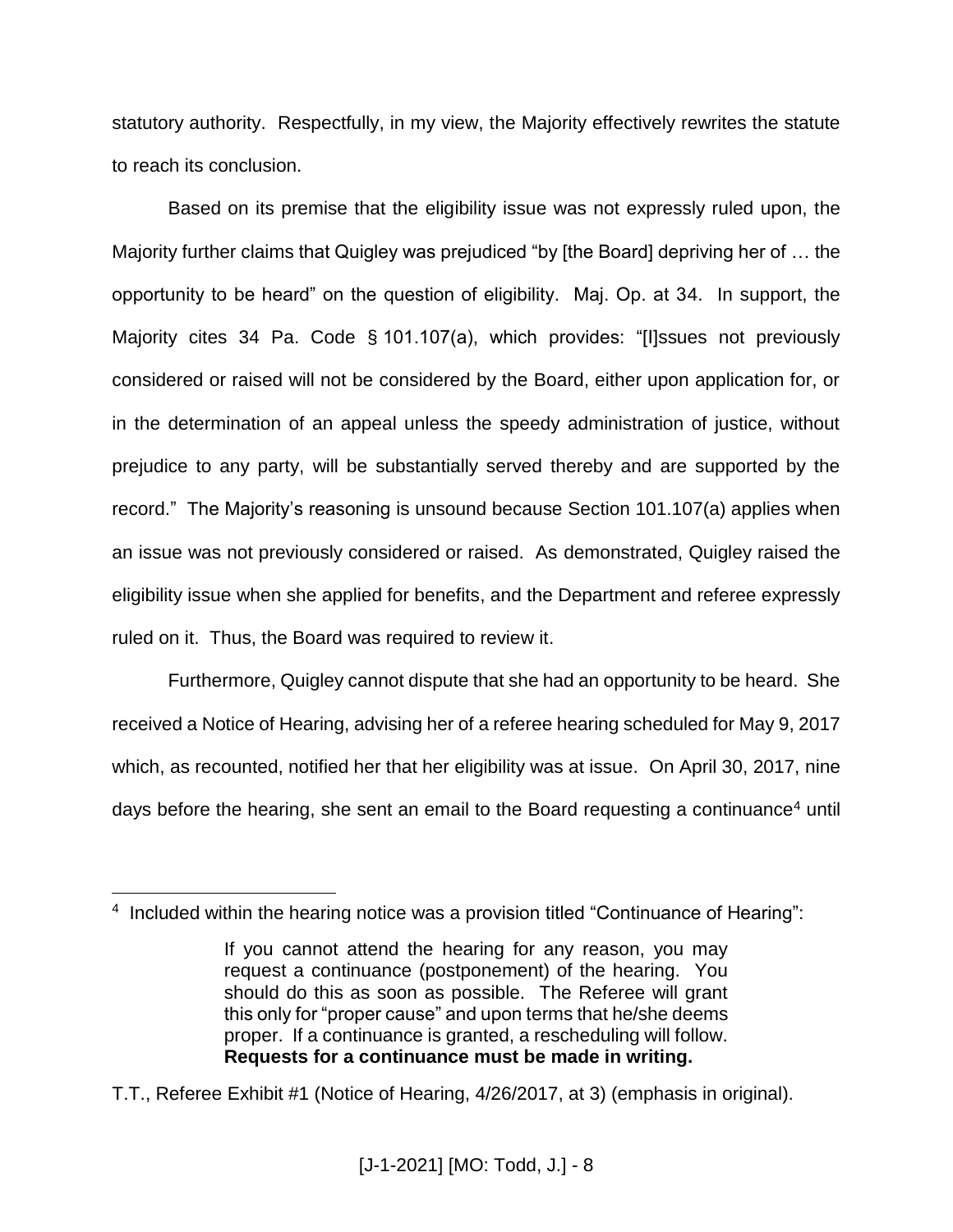statutory authority. Respectfully, in my view, the Majority effectively rewrites the statute to reach its conclusion.

Based on its premise that the eligibility issue was not expressly ruled upon, the Majority further claims that Quigley was prejudiced "by [the Board] depriving her of … the opportunity to be heard" on the question of eligibility. Maj. Op. at 34. In support, the Majority cites 34 Pa. Code § 101.107(a), which provides: "[I]ssues not previously considered or raised will not be considered by the Board, either upon application for, or in the determination of an appeal unless the speedy administration of justice, without prejudice to any party, will be substantially served thereby and are supported by the record." The Majority's reasoning is unsound because Section 101.107(a) applies when an issue was not previously considered or raised. As demonstrated, Quigley raised the eligibility issue when she applied for benefits, and the Department and referee expressly ruled on it. Thus, the Board was required to review it.

Furthermore, Quigley cannot dispute that she had an opportunity to be heard. She received a Notice of Hearing, advising her of a referee hearing scheduled for May 9, 2017 which, as recounted, notified her that her eligibility was at issue. On April 30, 2017, nine days before the hearing, she sent an email to the Board requesting a continuance[4] until

---

[4] Included within the hearing notice was a provision titled "Continuance of Hearing":

> If you cannot attend the hearing for any reason, you may request a continuance (postponement) of the hearing. You should do this as soon as possible. The Referee will grant this only for "proper cause" and upon terms that he/she deems proper. If a continuance is granted, a rescheduling will follow. **Requests for a continuance must be made in writing.**

T.T., Referee Exhibit #1 (Notice of Hearing, 4/26/2017, at 3) (emphasis in original).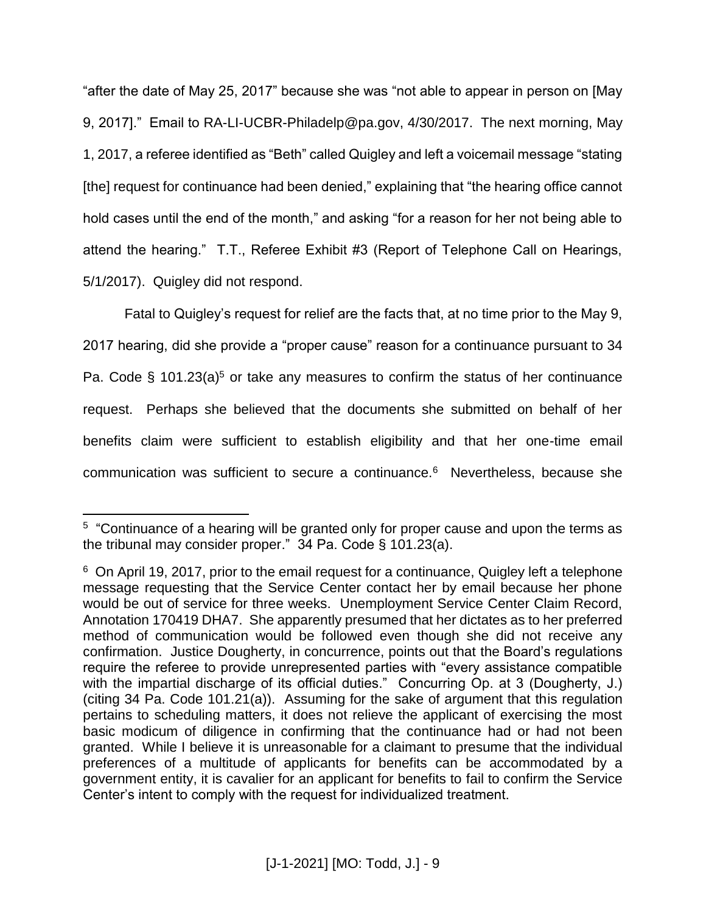"after the date of May 25, 2017" because she was "not able to appear in person on [May 9, 2017]." Email to RA-LI-UCBR-Philadelp@pa.gov, 4/30/2017. The next morning, May 1, 2017, a referee identified as "Beth" called Quigley and left a voicemail message "stating [the] request for continuance had been denied," explaining that "the hearing office cannot hold cases until the end of the month," and asking "for a reason for her not being able to attend the hearing." T.T., Referee Exhibit #3 (Report of Telephone Call on Hearings, 5/1/2017). Quigley did not respond.

Fatal to Quigley's request for relief are the facts that, at no time prior to the May 9, 2017 hearing, did she provide a "proper cause" reason for a continuance pursuant to 34 Pa. Code § 101.23(a)[5] or take any measures to confirm the status of her continuance request. Perhaps she believed that the documents she submitted on behalf of her benefits claim were sufficient to establish eligibility and that her one-time email communication was sufficient to secure a continuance.[6] Nevertheless, because she

---

[5] "Continuance of a hearing will be granted only for proper cause and upon the terms as the tribunal may consider proper." 34 Pa. Code § 101.23(a).

[6] On April 19, 2017, prior to the email request for a continuance, Quigley left a telephone message requesting that the Service Center contact her by email because her phone would be out of service for three weeks. Unemployment Service Center Claim Record, Annotation 170419 DHA7. She apparently presumed that her dictates as to her preferred method of communication would be followed even though she did not receive any confirmation. Justice Dougherty, in concurrence, points out that the Board's regulations require the referee to provide unrepresented parties with "every assistance compatible with the impartial discharge of its official duties." Concurring Op. at 3 (Dougherty, J.) (citing 34 Pa. Code 101.21(a)). Assuming for the sake of argument that this regulation pertains to scheduling matters, it does not relieve the applicant of exercising the most basic modicum of diligence in confirming that the continuance had or had not been granted. While I believe it is unreasonable for a claimant to presume that the individual preferences of a multitude of applicants for benefits can be accommodated by a government entity, it is cavalier for an applicant for benefits to fail to confirm the Service Center's intent to comply with the request for individualized treatment.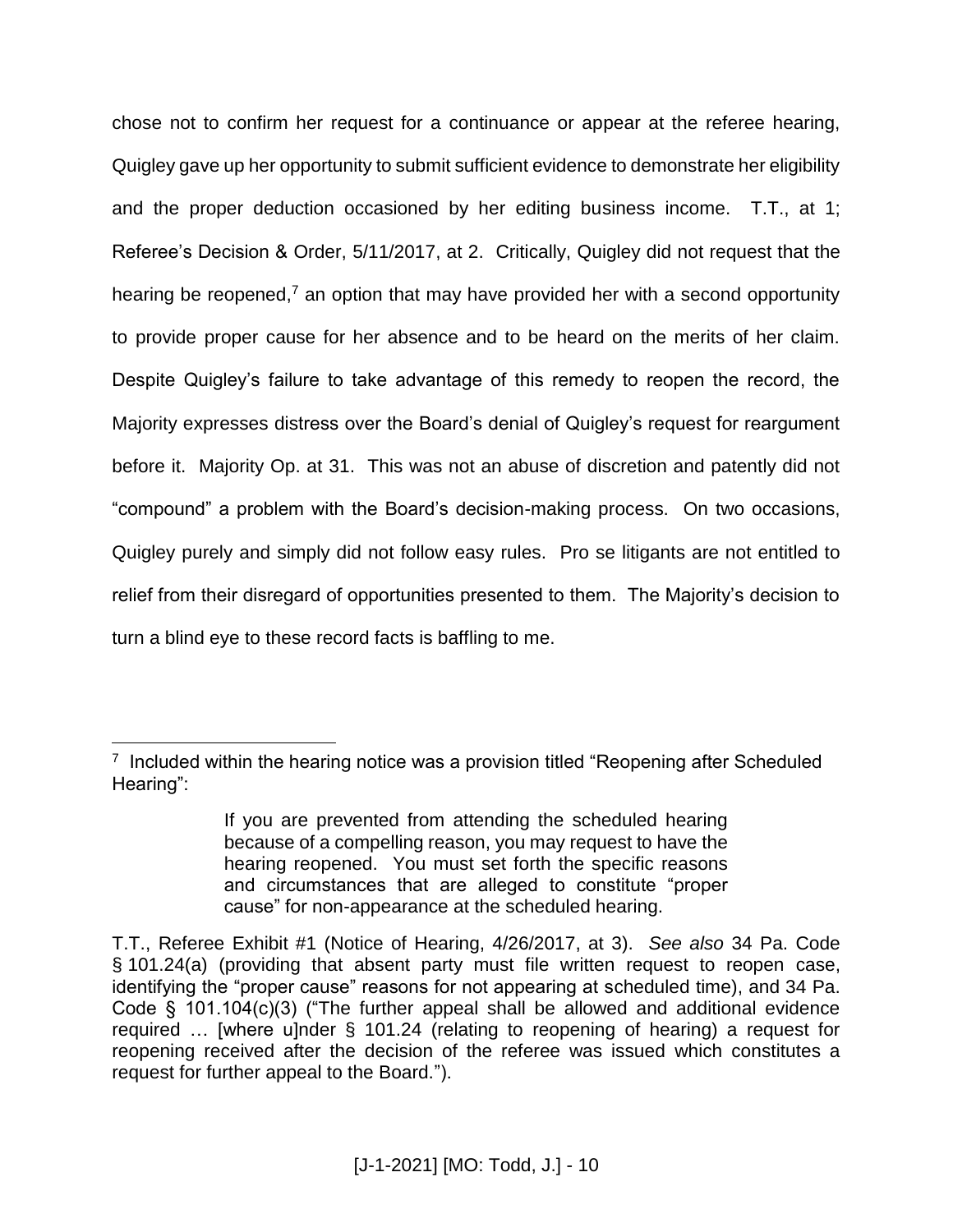chose not to confirm her request for a continuance or appear at the referee hearing, Quigley gave up her opportunity to submit sufficient evidence to demonstrate her eligibility and the proper deduction occasioned by her editing business income. T.T., at 1; Referee's Decision & Order, 5/11/2017, at 2. Critically, Quigley did not request that the hearing be reopened,[7] an option that may have provided her with a second opportunity to provide proper cause for her absence and to be heard on the merits of her claim. Despite Quigley's failure to take advantage of this remedy to reopen the record, the Majority expresses distress over the Board's denial of Quigley's request for reargument before it. Majority Op. at 31. This was not an abuse of discretion and patently did not "compound" a problem with the Board's decision-making process. On two occasions, Quigley purely and simply did not follow easy rules. Pro se litigants are not entitled to relief from their disregard of opportunities presented to them. The Majority's decision to turn a blind eye to these record facts is baffling to me.

---

[7] Included within the hearing notice was a provision titled "Reopening after Scheduled Hearing":

> If you are prevented from attending the scheduled hearing because of a compelling reason, you may request to have the hearing reopened. You must set forth the specific reasons and circumstances that are alleged to constitute "proper cause" for non-appearance at the scheduled hearing.

T.T., Referee Exhibit #1 (Notice of Hearing, 4/26/2017, at 3). *See also* 34 Pa. Code § 101.24(a) (providing that absent party must file written request to reopen case, identifying the "proper cause" reasons for not appearing at scheduled time), and 34 Pa. Code § 101.104(c)(3) ("The further appeal shall be allowed and additional evidence required … [where u]nder § 101.24 (relating to reopening of hearing) a request for reopening received after the decision of the referee was issued which constitutes a request for further appeal to the Board.").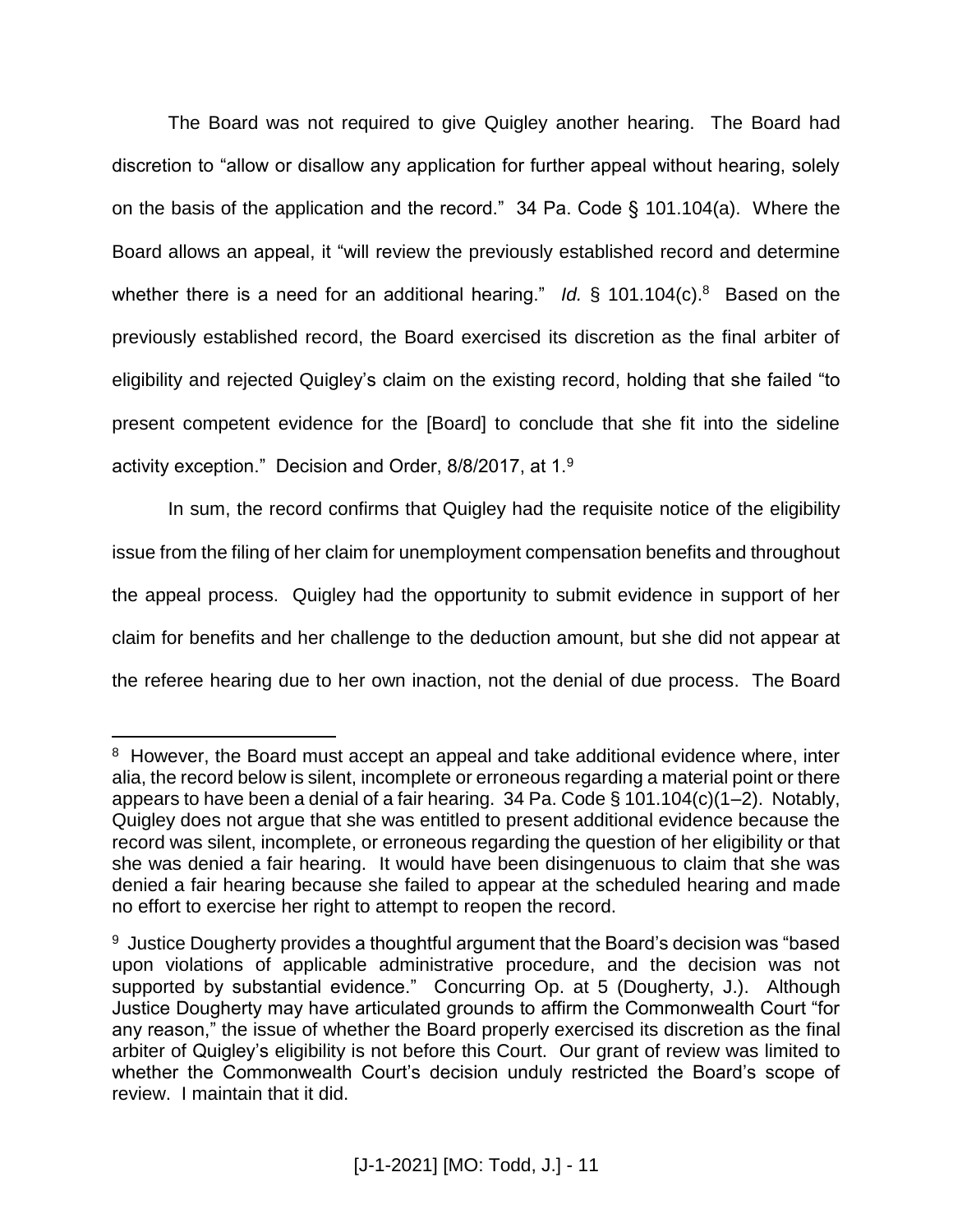The Board was not required to give Quigley another hearing. The Board had discretion to "allow or disallow any application for further appeal without hearing, solely on the basis of the application and the record." 34 Pa. Code § 101.104(a). Where the Board allows an appeal, it "will review the previously established record and determine whether there is a need for an additional hearing." *Id.* § 101.104(c).[8] Based on the previously established record, the Board exercised its discretion as the final arbiter of eligibility and rejected Quigley's claim on the existing record, holding that she failed "to present competent evidence for the [Board] to conclude that she fit into the sideline activity exception." Decision and Order, 8/8/2017, at 1.[9]

In sum, the record confirms that Quigley had the requisite notice of the eligibility issue from the filing of her claim for unemployment compensation benefits and throughout the appeal process. Quigley had the opportunity to submit evidence in support of her claim for benefits and her challenge to the deduction amount, but she did not appear at the referee hearing due to her own inaction, not the denial of due process. The Board

---

[8] However, the Board must accept an appeal and take additional evidence where, inter alia, the record below is silent, incomplete or erroneous regarding a material point or there appears to have been a denial of a fair hearing. 34 Pa. Code § 101.104(c)(1–2). Notably, Quigley does not argue that she was entitled to present additional evidence because the record was silent, incomplete, or erroneous regarding the question of her eligibility or that she was denied a fair hearing. It would have been disingenuous to claim that she was denied a fair hearing because she failed to appear at the scheduled hearing and made no effort to exercise her right to attempt to reopen the record.

[9] Justice Dougherty provides a thoughtful argument that the Board's decision was "based upon violations of applicable administrative procedure, and the decision was not supported by substantial evidence." Concurring Op. at 5 (Dougherty, J.). Although Justice Dougherty may have articulated grounds to affirm the Commonwealth Court "for any reason," the issue of whether the Board properly exercised its discretion as the final arbiter of Quigley's eligibility is not before this Court. Our grant of review was limited to whether the Commonwealth Court's decision unduly restricted the Board's scope of review. I maintain that it did.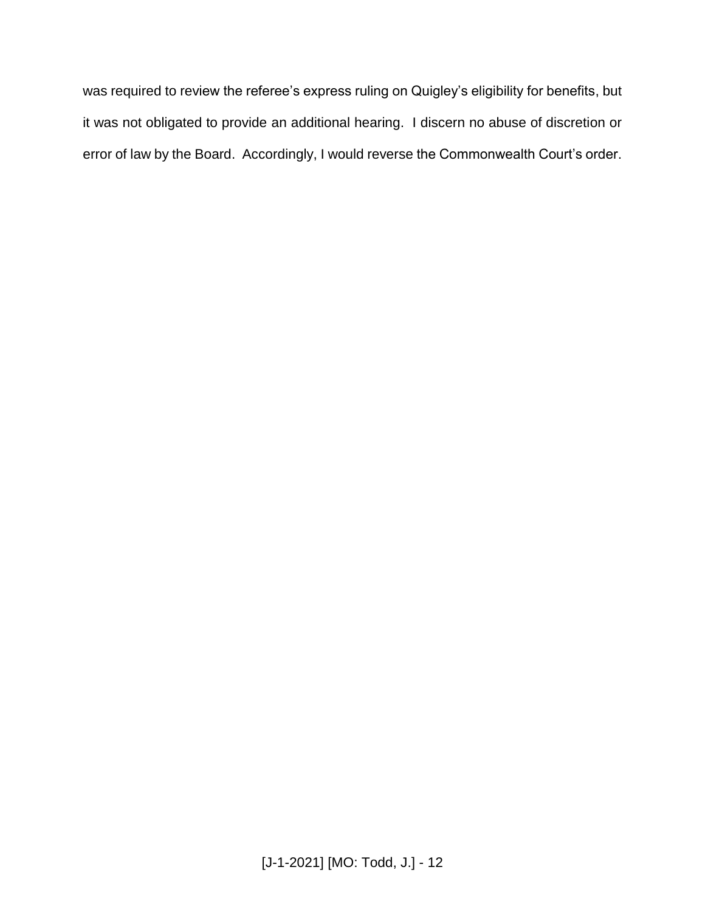was required to review the referee's express ruling on Quigley's eligibility for benefits, but it was not obligated to provide an additional hearing. I discern no abuse of discretion or error of law by the Board. Accordingly, I would reverse the Commonwealth Court's order.